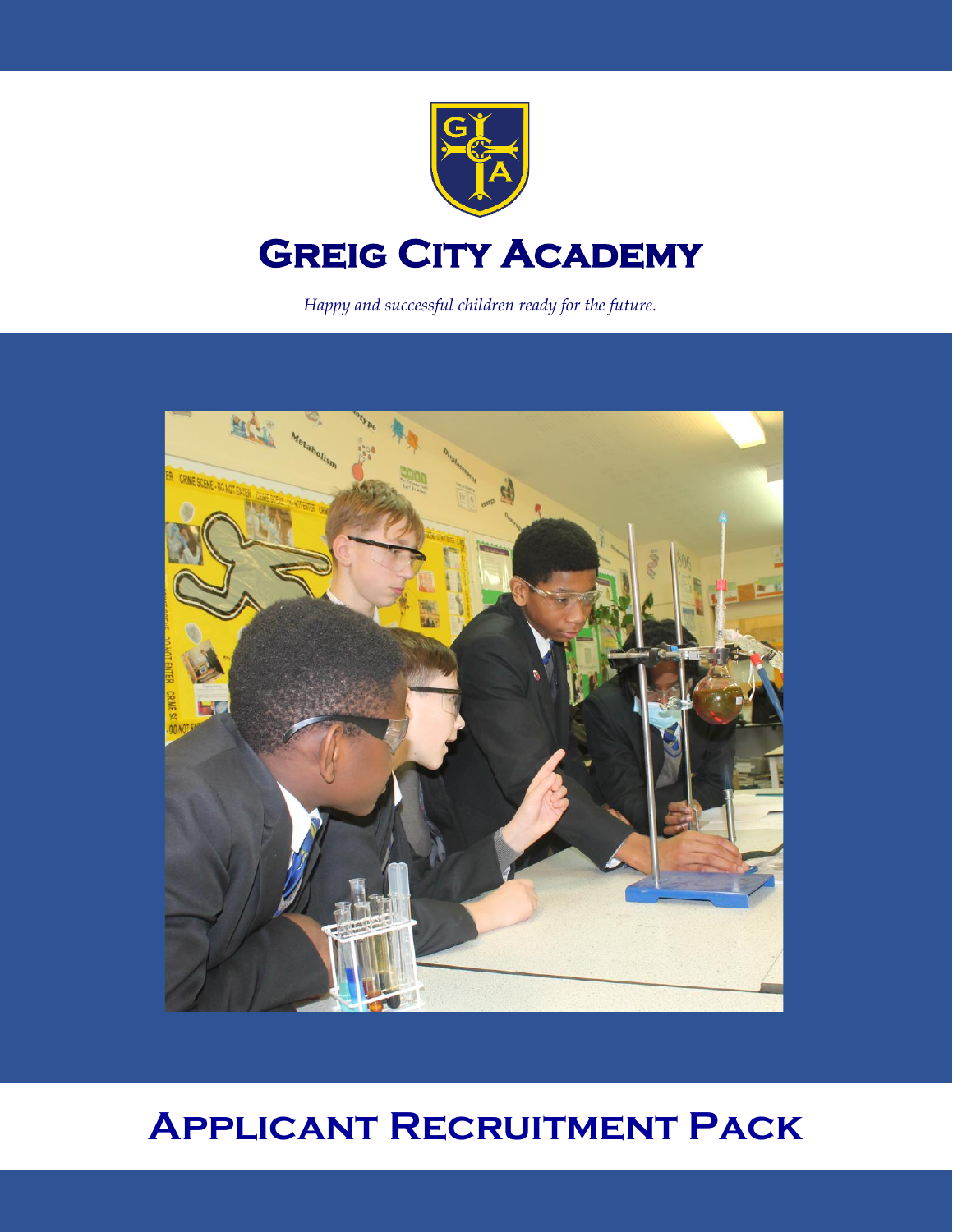# Greig City Academy

*Happy and successful children ready for the future.*

# Applicant Recruitment Pack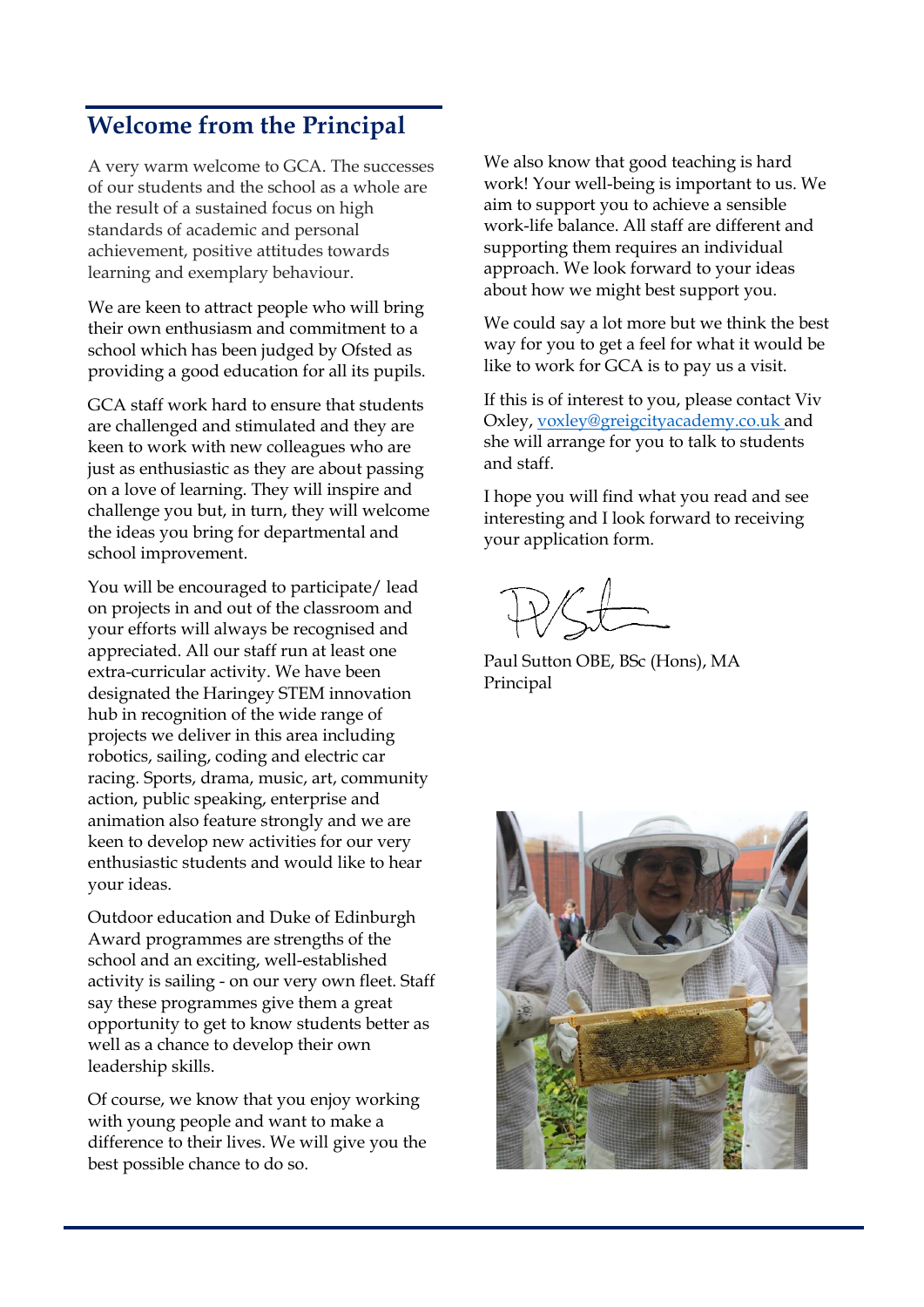## Welcome from the Principal

A very warm welcome to GCA. The successes of our students and the school as a whole are the result of a sustained focus on high standards of academic and personal achievement, positive attitudes towards learning and exemplary behaviour.

We are keen to attract people who will bring their own enthusiasm and commitment to a school which has been judged by Ofsted as providing a good education for all its pupils.

GCA staff work hard to ensure that students are challenged and stimulated and they are keen to work with new colleagues who are just as enthusiastic as they are about passing on a love of learning. They will inspire and challenge you but, in turn, they will welcome the ideas you bring for departmental and school improvement.

You will be encouraged to participate/ lead on projects in and out of the classroom and your efforts will always be recognised and appreciated. All our staff run at least one extra-curricular activity. We have been designated the Haringey STEM innovation hub in recognition of the wide range of projects we deliver in this area including robotics, sailing, coding and electric car racing. Sports, drama, music, art, community action, public speaking, enterprise and animation also feature strongly and we are keen to develop new activities for our very enthusiastic students and would like to hear your ideas.

Outdoor education and Duke of Edinburgh Award programmes are strengths of the school and an exciting, well-established activity is sailing - on our very own fleet. Staff say these programmes give them a great opportunity to get to know students better as well as a chance to develop their own leadership skills.

Of course, we know that you enjoy working with young people and want to make a difference to their lives. We will give you the best possible chance to do so.

We also know that good teaching is hard work! Your well-being is important to us. We aim to support you to achieve a sensible work-life balance. All staff are different and supporting them requires an individual approach. We look forward to your ideas about how we might best support you.

We could say a lot more but we think the best way for you to get a feel for what it would be like to work for GCA is to pay us a visit.

If this is of interest to you, please contact Viv Oxley, voxley@greigcityacademy.co.uk and she will arrange for you to talk to students and staff.

I hope you will find what you read and see interesting and I look forward to receiving your application form.

Paul Sutton OBE, BSc (Hons), MA
Principal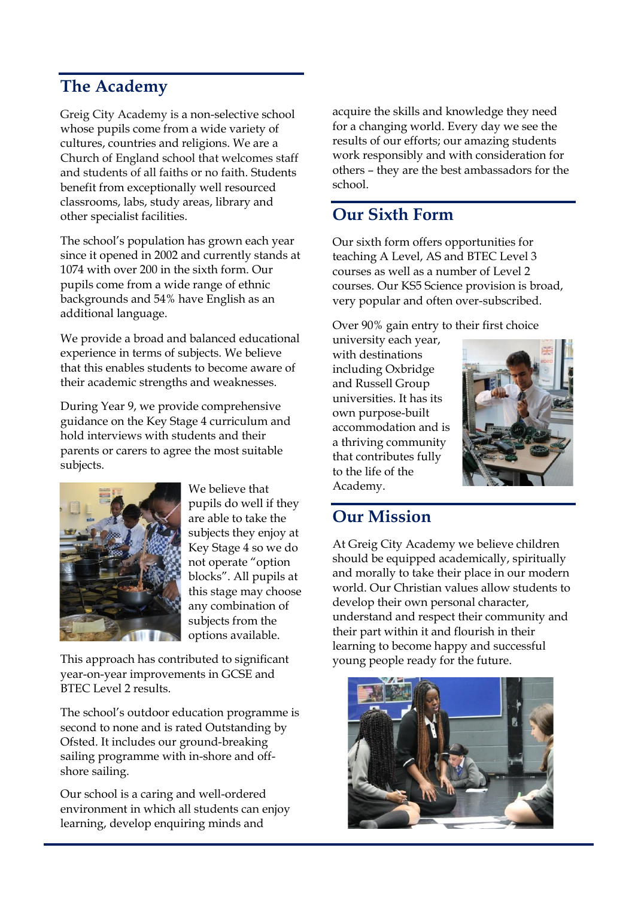## The Academy

Greig City Academy is a non-selective school whose pupils come from a wide variety of cultures, countries and religions. We are a Church of England school that welcomes staff and students of all faiths or no faith. Students benefit from exceptionally well resourced classrooms, labs, study areas, library and other specialist facilities.

The school's population has grown each year since it opened in 2002 and currently stands at 1074 with over 200 in the sixth form. Our pupils come from a wide range of ethnic backgrounds and 54% have English as an additional language.

We provide a broad and balanced educational experience in terms of subjects. We believe that this enables students to become aware of their academic strengths and weaknesses.

During Year 9, we provide comprehensive guidance on the Key Stage 4 curriculum and hold interviews with students and their parents or carers to agree the most suitable subjects.

We believe that pupils do well if they are able to take the subjects they enjoy at Key Stage 4 so we do not operate "option blocks". All pupils at this stage may choose any combination of subjects from the options available.

This approach has contributed to significant year-on-year improvements in GCSE and BTEC Level 2 results.

The school's outdoor education programme is second to none and is rated Outstanding by Ofsted. It includes our ground-breaking sailing programme with in-shore and off-shore sailing.

Our school is a caring and well-ordered environment in which all students can enjoy learning, develop enquiring minds and acquire the skills and knowledge they need for a changing world. Every day we see the results of our efforts; our amazing students work responsibly and with consideration for others – they are the best ambassadors for the school.

## Our Sixth Form

Our sixth form offers opportunities for teaching A Level, AS and BTEC Level 3 courses as well as a number of Level 2 courses. Our KS5 Science provision is broad, very popular and often over-subscribed.

Over 90% gain entry to their first choice university each year, with destinations including Oxbridge and Russell Group universities. It has its own purpose-built accommodation and is a thriving community that contributes fully to the life of the Academy.

## Our Mission

At Greig City Academy we believe children should be equipped academically, spiritually and morally to take their place in our modern world. Our Christian values allow students to develop their own personal character, understand and respect their community and their part within it and flourish in their learning to become happy and successful young people ready for the future.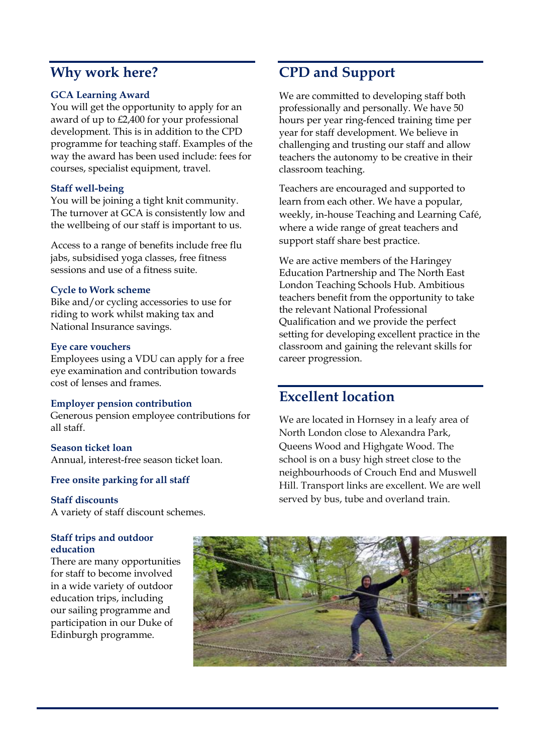## Why work here?

### GCA Learning Award

You will get the opportunity to apply for an award of up to £2,400 for your professional development. This is in addition to the CPD programme for teaching staff. Examples of the way the award has been used include: fees for courses, specialist equipment, travel.

### Staff well-being

You will be joining a tight knit community. The turnover at GCA is consistently low and the wellbeing of our staff is important to us.

Access to a range of benefits include free flu jabs, subsidised yoga classes, free fitness sessions and use of a fitness suite.

### Cycle to Work scheme

Bike and/or cycling accessories to use for riding to work whilst making tax and National Insurance savings.

### Eye care vouchers

Employees using a VDU can apply for a free eye examination and contribution towards cost of lenses and frames.

### Employer pension contribution

Generous pension employee contributions for all staff.

### Season ticket loan

Annual, interest-free season ticket loan.

### Free onsite parking for all staff

### Staff discounts

A variety of staff discount schemes.

### Staff trips and outdoor education

There are many opportunities for staff to become involved in a wide variety of outdoor education trips, including our sailing programme and participation in our Duke of Edinburgh programme.

## CPD and Support

We are committed to developing staff both professionally and personally. We have 50 hours per year ring-fenced training time per year for staff development. We believe in challenging and trusting our staff and allow teachers the autonomy to be creative in their classroom teaching.

Teachers are encouraged and supported to learn from each other. We have a popular, weekly, in-house Teaching and Learning Café, where a wide range of great teachers and support staff share best practice.

We are active members of the Haringey Education Partnership and The North East London Teaching Schools Hub. Ambitious teachers benefit from the opportunity to take the relevant National Professional Qualification and we provide the perfect setting for developing excellent practice in the classroom and gaining the relevant skills for career progression.

## Excellent location

We are located in Hornsey in a leafy area of North London close to Alexandra Park, Queens Wood and Highgate Wood. The school is on a busy high street close to the neighbourhoods of Crouch End and Muswell Hill. Transport links are excellent. We are well served by bus, tube and overland train.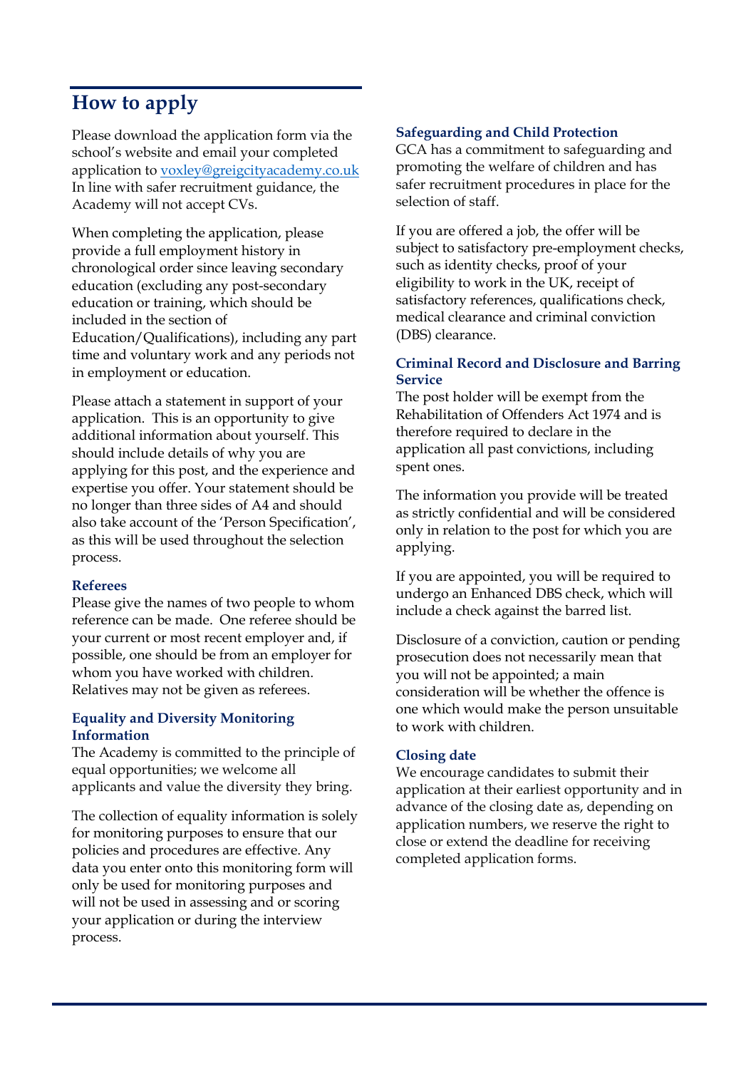## How to apply

Please download the application form via the school's website and email your completed application to [voxley@greigcityacademy.co.uk](mailto:voxley@greigcityacademy.co.uk) In line with safer recruitment guidance, the Academy will not accept CVs.

When completing the application, please provide a full employment history in chronological order since leaving secondary education (excluding any post-secondary education or training, which should be included in the section of Education/Qualifications), including any part time and voluntary work and any periods not in employment or education.

Please attach a statement in support of your application. This is an opportunity to give additional information about yourself. This should include details of why you are applying for this post, and the experience and expertise you offer. Your statement should be no longer than three sides of A4 and should also take account of the 'Person Specification', as this will be used throughout the selection process.

### Referees

Please give the names of two people to whom reference can be made. One referee should be your current or most recent employer and, if possible, one should be from an employer for whom you have worked with children. Relatives may not be given as referees.

### Equality and Diversity Monitoring Information

The Academy is committed to the principle of equal opportunities; we welcome all applicants and value the diversity they bring.

The collection of equality information is solely for monitoring purposes to ensure that our policies and procedures are effective. Any data you enter onto this monitoring form will only be used for monitoring purposes and will not be used in assessing and or scoring your application or during the interview process.

### Safeguarding and Child Protection

GCA has a commitment to safeguarding and promoting the welfare of children and has safer recruitment procedures in place for the selection of staff.

If you are offered a job, the offer will be subject to satisfactory pre-employment checks, such as identity checks, proof of your eligibility to work in the UK, receipt of satisfactory references, qualifications check, medical clearance and criminal conviction (DBS) clearance.

### Criminal Record and Disclosure and Barring Service

The post holder will be exempt from the Rehabilitation of Offenders Act 1974 and is therefore required to declare in the application all past convictions, including spent ones.

The information you provide will be treated as strictly confidential and will be considered only in relation to the post for which you are applying.

If you are appointed, you will be required to undergo an Enhanced DBS check, which will include a check against the barred list.

Disclosure of a conviction, caution or pending prosecution does not necessarily mean that you will not be appointed; a main consideration will be whether the offence is one which would make the person unsuitable to work with children.

### Closing date

We encourage candidates to submit their application at their earliest opportunity and in advance of the closing date as, depending on application numbers, we reserve the right to close or extend the deadline for receiving completed application forms.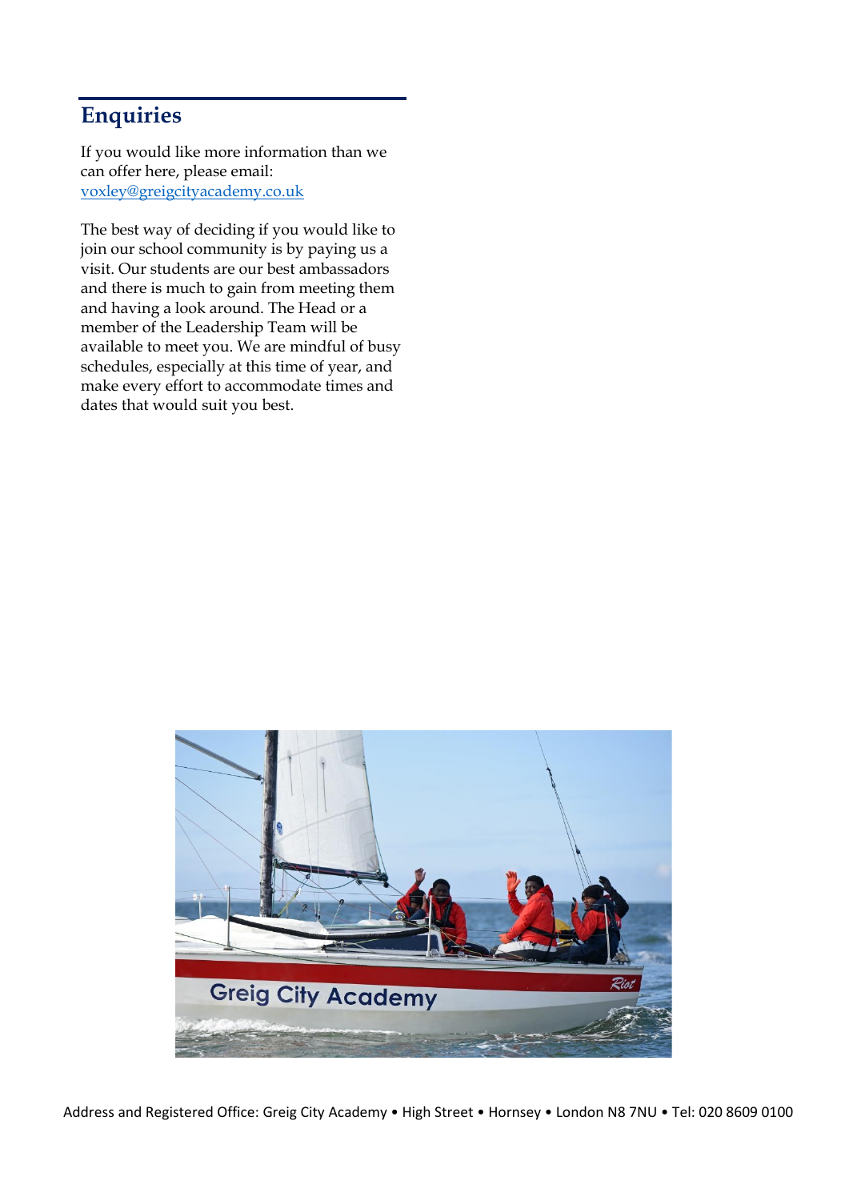## Enquiries

If you would like more information than we can offer here, please email: voxley@greigcityacademy.co.uk

The best way of deciding if you would like to join our school community is by paying us a visit. Our students are our best ambassadors and there is much to gain from meeting them and having a look around. The Head or a member of the Leadership Team will be available to meet you. We are mindful of busy schedules, especially at this time of year, and make every effort to accommodate times and dates that would suit you best.

Address and Registered Office: Greig City Academy • High Street • Hornsey • London N8 7NU • Tel: 020 8609 0100